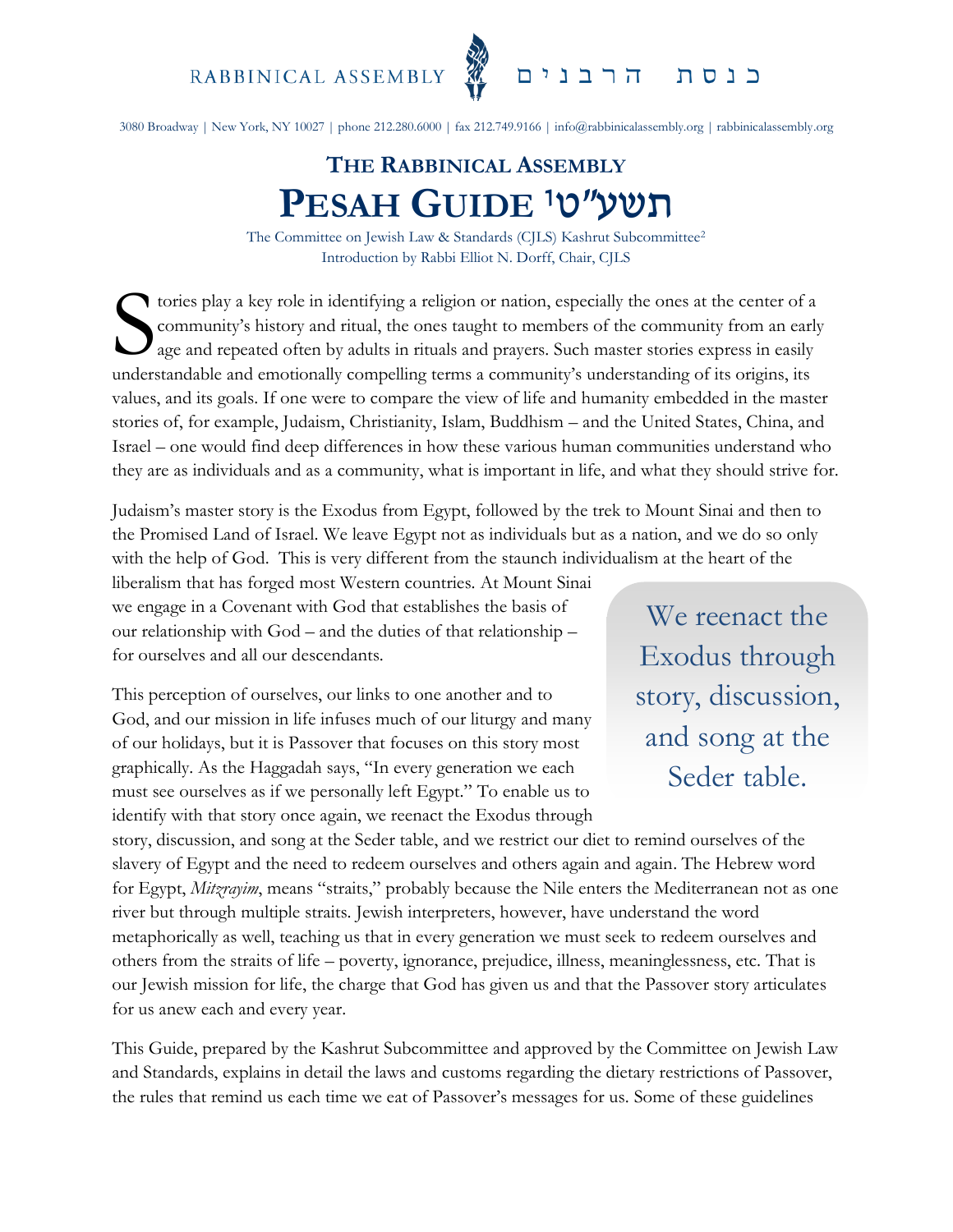RABBINICAL ASSEMBLY כנסת הרבנים

3080 Broadway | New York, NY 10027 | phone 212.280.6000 | fax 212.749.9166 | info@rabbinicalassembly.org | rabbinicalassembly.org

# THE RABBINICAL ASSEMBLY
# PESAH GUIDE תשע"ט[1]

The Committee on Jewish Law & Standards (CJLS) Kashrut Subcommittee[2]
Introduction by Rabbi Elliot N. Dorff, Chair, CJLS

Stories play a key role in identifying a religion or nation, especially the ones at the center of a community's history and ritual, the ones taught to members of the community from an early age and repeated often by adults in rituals and prayers. Such master stories express in easily understandable and emotionally compelling terms a community's understanding of its origins, its values, and its goals. If one were to compare the view of life and humanity embedded in the master stories of, for example, Judaism, Christianity, Islam, Buddhism – and the United States, China, and Israel – one would find deep differences in how these various human communities understand who they are as individuals and as a community, what is important in life, and what they should strive for.

Judaism's master story is the Exodus from Egypt, followed by the trek to Mount Sinai and then to the Promised Land of Israel. We leave Egypt not as individuals but as a nation, and we do so only with the help of God. This is very different from the staunch individualism at the heart of the liberalism that has forged most Western countries. At Mount Sinai we engage in a Covenant with God that establishes the basis of our relationship with God – and the duties of that relationship – for ourselves and all our descendants.

> We reenact the Exodus through story, discussion, and song at the Seder table.

This perception of ourselves, our links to one another and to God, and our mission in life infuses much of our liturgy and many of our holidays, but it is Passover that focuses on this story most graphically. As the Haggadah says, "In every generation we each must see ourselves as if we personally left Egypt." To enable us to identify with that story once again, we reenact the Exodus through story, discussion, and song at the Seder table, and we restrict our diet to remind ourselves of the slavery of Egypt and the need to redeem ourselves and others again and again. The Hebrew word for Egypt, *Mitzrayim*, means "straits," probably because the Nile enters the Mediterranean not as one river but through multiple straits. Jewish interpreters, however, have understand the word metaphorically as well, teaching us that in every generation we must seek to redeem ourselves and others from the straits of life – poverty, ignorance, prejudice, illness, meaninglessness, etc. That is our Jewish mission for life, the charge that God has given us and that the Passover story articulates for us anew each and every year.

This Guide, prepared by the Kashrut Subcommittee and approved by the Committee on Jewish Law and Standards, explains in detail the laws and customs regarding the dietary restrictions of Passover, the rules that remind us each time we eat of Passover's messages for us. Some of these guidelines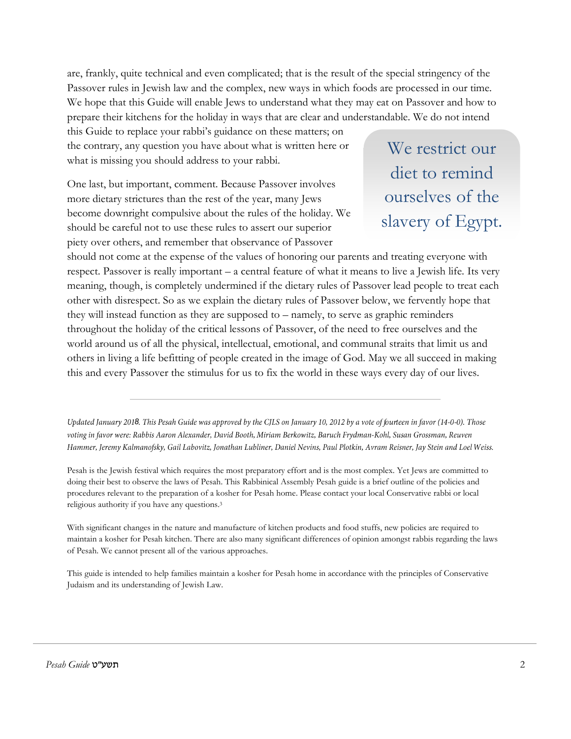are, frankly, quite technical and even complicated; that is the result of the special stringency of the Passover rules in Jewish law and the complex, new ways in which foods are processed in our time. We hope that this Guide will enable Jews to understand what they may eat on Passover and how to prepare their kitchens for the holiday in ways that are clear and understandable. We do not intend this Guide to replace your rabbi's guidance on these matters; on the contrary, any question you have about what is written here or what is missing you should address to your rabbi.

> We restrict our diet to remind ourselves of the slavery of Egypt.

One last, but important, comment. Because Passover involves more dietary strictures than the rest of the year, many Jews become downright compulsive about the rules of the holiday. We should be careful not to use these rules to assert our superior piety over others, and remember that observance of Passover should not come at the expense of the values of honoring our parents and treating everyone with respect. Passover is really important – a central feature of what it means to live a Jewish life. Its very meaning, though, is completely undermined if the dietary rules of Passover lead people to treat each other with disrespect. So as we explain the dietary rules of Passover below, we fervently hope that they will instead function as they are supposed to – namely, to serve as graphic reminders throughout the holiday of the critical lessons of Passover, of the need to free ourselves and the world around us of all the physical, intellectual, emotional, and communal straits that limit us and others in living a life befitting of people created in the image of God. May we all succeed in making this and every Passover the stimulus for us to fix the world in these ways every day of our lives.

---

*Updated January 2018. This Pesah Guide was approved by the CJLS on January 10, 2012 by a vote of fourteen in favor (14-0-0). Those voting in favor were: Rabbis Aaron Alexander, David Booth, Miriam Berkowitz, Baruch Frydman-Kohl, Susan Grossman, Reuven Hammer, Jeremy Kalmanofsky, Gail Labovitz, Jonathan Lubliner, Daniel Nevins, Paul Plotkin, Avram Reisner, Jay Stein and Loel Weiss.*

Pesah is the Jewish festival which requires the most preparatory effort and is the most complex. Yet Jews are committed to doing their best to observe the laws of Pesah. This Rabbinical Assembly Pesah guide is a brief outline of the policies and procedures relevant to the preparation of a kosher for Pesah home. Please contact your local Conservative rabbi or local religious authority if you have any questions.[3]

With significant changes in the nature and manufacture of kitchen products and food stuffs, new policies are required to maintain a kosher for Pesah kitchen. There are also many significant differences of opinion amongst rabbis regarding the laws of Pesah. We cannot present all of the various approaches.

This guide is intended to help families maintain a kosher for Pesah home in accordance with the principles of Conservative Judaism and its understanding of Jewish Law.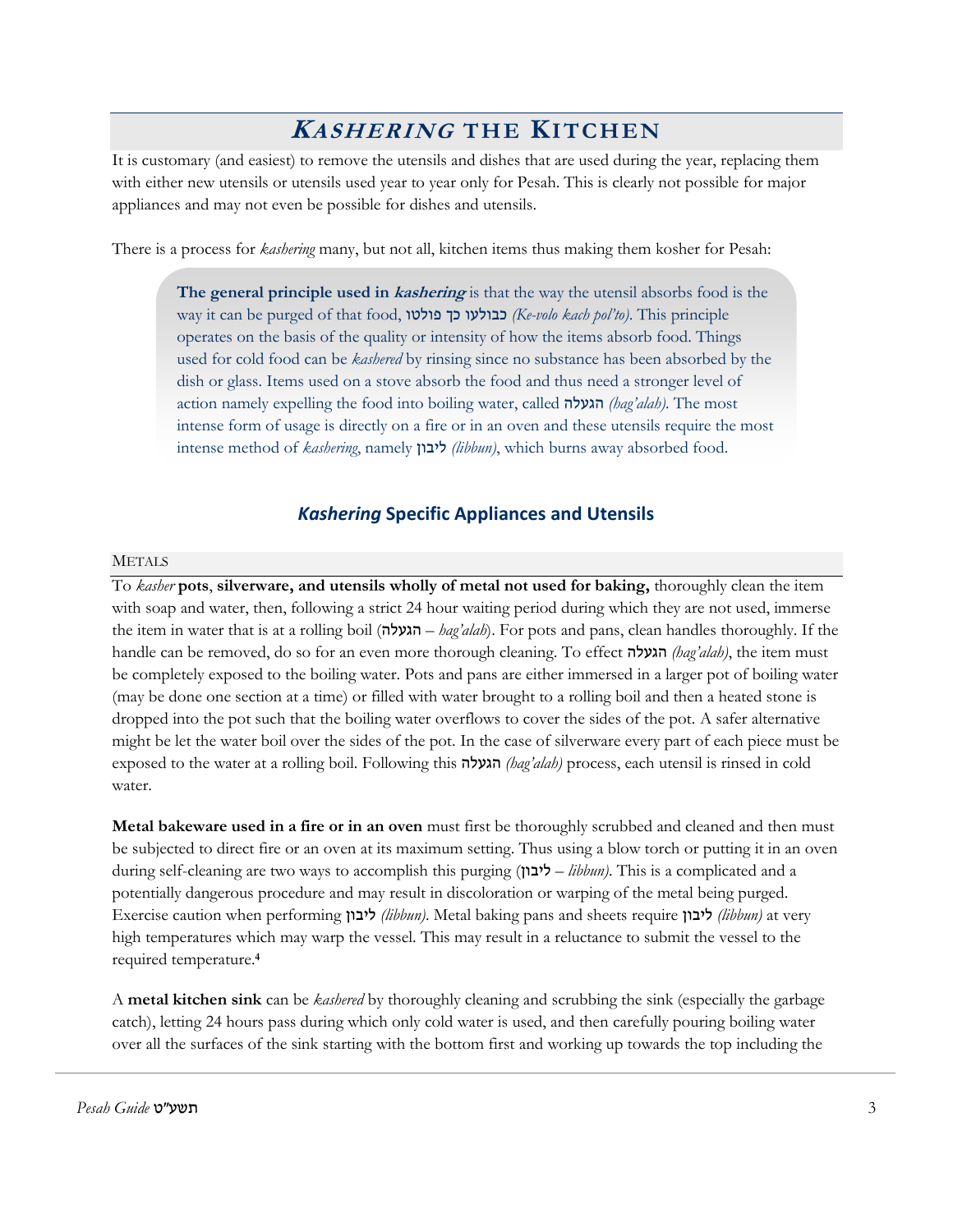# *KASHERING* THE KITCHEN

It is customary (and easiest) to remove the utensils and dishes that are used during the year, replacing them with either new utensils or utensils used year to year only for Pesah. This is clearly not possible for major appliances and may not even be possible for dishes and utensils.

There is a process for *kashering* many, but not all, kitchen items thus making them kosher for Pesah:

> **The general principle used in *kashering*** is that the way the utensil absorbs food is the way it can be purged of that food, כבולעו כך פולטו *(Ke-volo kach pol'to)*. This principle operates on the basis of the quality or intensity of how the items absorb food. Things used for cold food can be *kashered* by rinsing since no substance has been absorbed by the dish or glass. Items used on a stove absorb the food and thus need a stronger level of action namely expelling the food into boiling water, called הגעלה *(hag'alah)*. The most intense form of usage is directly on a fire or in an oven and these utensils require the most intense method of *kashering*, namely ליבון *(libbun)*, which burns away absorbed food.

## *Kashering* Specific Appliances and Utensils

### METALS

To *kasher* **pots**, **silverware, and utensils wholly of metal not used for baking,** thoroughly clean the item with soap and water, then, following a strict 24 hour waiting period during which they are not used, immerse the item in water that is at a rolling boil (הגעלה – *hag'alah*). For pots and pans, clean handles thoroughly. If the handle can be removed, do so for an even more thorough cleaning. To effect הגעלה *(hag'alah)*, the item must be completely exposed to the boiling water. Pots and pans are either immersed in a larger pot of boiling water (may be done one section at a time) or filled with water brought to a rolling boil and then a heated stone is dropped into the pot such that the boiling water overflows to cover the sides of the pot. A safer alternative might be let the water boil over the sides of the pot. In the case of silverware every part of each piece must be exposed to the water at a rolling boil. Following this הגעלה *(hag'alah)* process, each utensil is rinsed in cold water.

**Metal bakeware used in a fire or in an oven** must first be thoroughly scrubbed and cleaned and then must be subjected to direct fire or an oven at its maximum setting. Thus using a blow torch or putting it in an oven during self-cleaning are two ways to accomplish this purging (ליבון – *libbun)*. This is a complicated and a potentially dangerous procedure and may result in discoloration or warping of the metal being purged. Exercise caution when performing ליבון *(libbun)*. Metal baking pans and sheets require ליבון *(libbun)* at very high temperatures which may warp the vessel. This may result in a reluctance to submit the vessel to the required temperature.[4]

A **metal kitchen sink** can be *kashered* by thoroughly cleaning and scrubbing the sink (especially the garbage catch), letting 24 hours pass during which only cold water is used, and then carefully pouring boiling water over all the surfaces of the sink starting with the bottom first and working up towards the top including the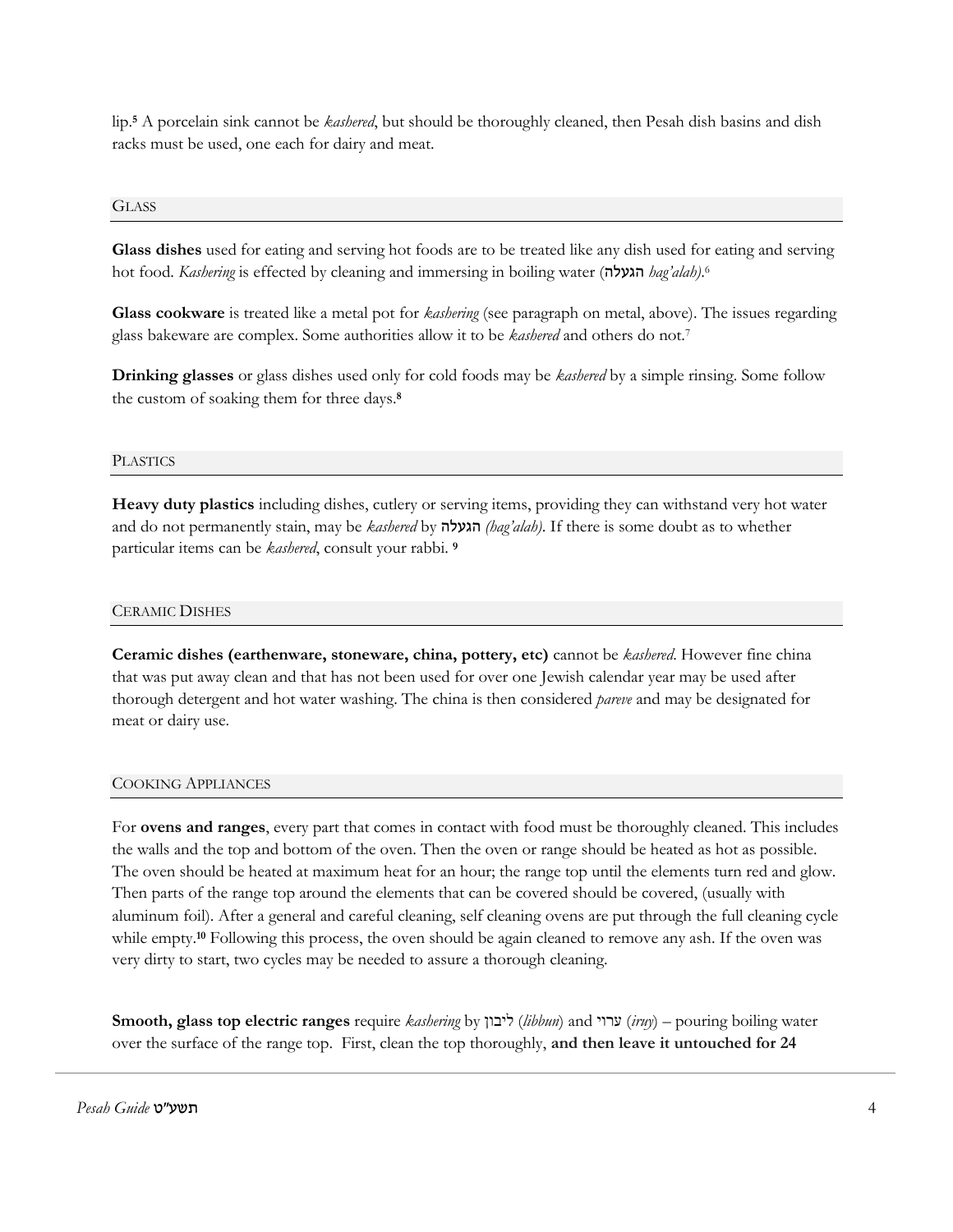lip.[5] A porcelain sink cannot be *kashered*, but should be thoroughly cleaned, then Pesah dish basins and dish racks must be used, one each for dairy and meat.

## Glass

**Glass dishes** used for eating and serving hot foods are to be treated like any dish used for eating and serving hot food. *Kashering* is effected by cleaning and immersing in boiling water (**הגעלה** *hag'alah)*.[6]

**Glass cookware** is treated like a metal pot for *kashering* (see paragraph on metal, above). The issues regarding glass bakeware are complex. Some authorities allow it to be *kashered* and others do not.[7]

**Drinking glasses** or glass dishes used only for cold foods may be *kashered* by a simple rinsing. Some follow the custom of soaking them for three days.[8]

## Plastics

**Heavy duty plastics** including dishes, cutlery or serving items, providing they can withstand very hot water and do not permanently stain, may be *kashered* by **הגעלה** *(hag'alah)*. If there is some doubt as to whether particular items can be *kashered*, consult your rabbi. [9]

## Ceramic Dishes

**Ceramic dishes (earthenware, stoneware, china, pottery, etc)** cannot be *kashered*. However fine china that was put away clean and that has not been used for over one Jewish calendar year may be used after thorough detergent and hot water washing. The china is then considered *pareve* and may be designated for meat or dairy use.

## Cooking Appliances

For **ovens and ranges**, every part that comes in contact with food must be thoroughly cleaned. This includes the walls and the top and bottom of the oven. Then the oven or range should be heated as hot as possible. The oven should be heated at maximum heat for an hour; the range top until the elements turn red and glow. Then parts of the range top around the elements that can be covered should be covered, (usually with aluminum foil). After a general and careful cleaning, self cleaning ovens are put through the full cleaning cycle while empty.[10] Following this process, the oven should be again cleaned to remove any ash. If the oven was very dirty to start, two cycles may be needed to assure a thorough cleaning.

**Smooth, glass top electric ranges** require *kashering* by ליבון (*libbun*) and ערוי (*iruy*) – pouring boiling water over the surface of the range top. First, clean the top thoroughly, **and then leave it untouched for 24**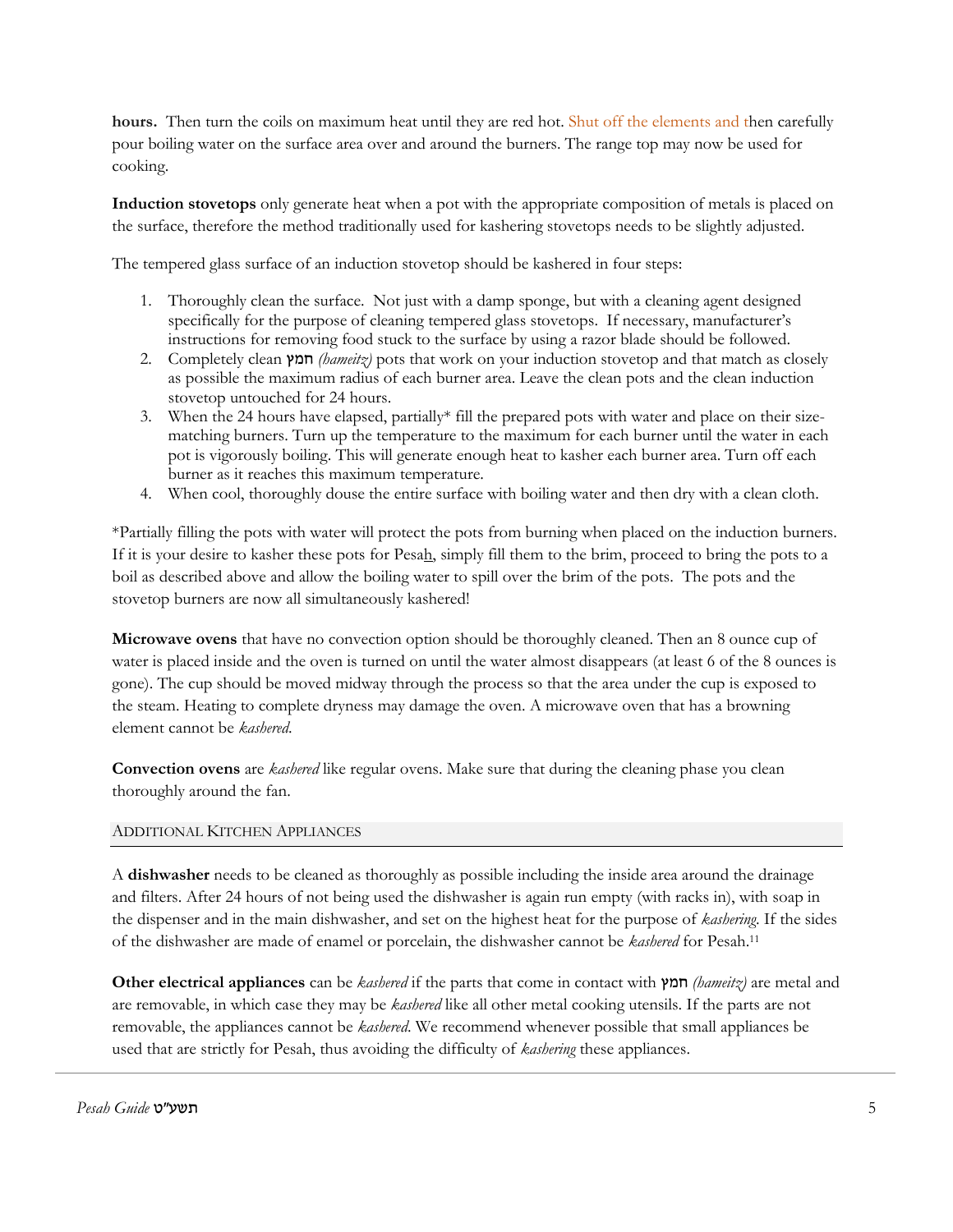**hours.** Then turn the coils on maximum heat until they are red hot. Shut off the elements and then carefully pour boiling water on the surface area over and around the burners. The range top may now be used for cooking.

**Induction stovetops** only generate heat when a pot with the appropriate composition of metals is placed on the surface, therefore the method traditionally used for kashering stovetops needs to be slightly adjusted.

The tempered glass surface of an induction stovetop should be kashered in four steps:

1. Thoroughly clean the surface. Not just with a damp sponge, but with a cleaning agent designed specifically for the purpose of cleaning tempered glass stovetops. If necessary, manufacturer's instructions for removing food stuck to the surface by using a razor blade should be followed.
2. Completely clean חמץ *(hameitz)* pots that work on your induction stovetop and that match as closely as possible the maximum radius of each burner area. Leave the clean pots and the clean induction stovetop untouched for 24 hours.
3. When the 24 hours have elapsed, partially* fill the prepared pots with water and place on their size-matching burners. Turn up the temperature to the maximum for each burner until the water in each pot is vigorously boiling. This will generate enough heat to kasher each burner area. Turn off each burner as it reaches this maximum temperature.
4. When cool, thoroughly douse the entire surface with boiling water and then dry with a clean cloth.

*Partially filling the pots with water will protect the pots from burning when placed on the induction burners. If it is your desire to kasher these pots for Pesah, simply fill them to the brim, proceed to bring the pots to a boil as described above and allow the boiling water to spill over the brim of the pots. The pots and the stovetop burners are now all simultaneously kashered!

**Microwave ovens** that have no convection option should be thoroughly cleaned. Then an 8 ounce cup of water is placed inside and the oven is turned on until the water almost disappears (at least 6 of the 8 ounces is gone). The cup should be moved midway through the process so that the area under the cup is exposed to the steam. Heating to complete dryness may damage the oven. A microwave oven that has a browning element cannot be *kashered*.

**Convection ovens** are *kashered* like regular ovens. Make sure that during the cleaning phase you clean thoroughly around the fan.

## Additional Kitchen Appliances

A **dishwasher** needs to be cleaned as thoroughly as possible including the inside area around the drainage and filters. After 24 hours of not being used the dishwasher is again run empty (with racks in), with soap in the dispenser and in the main dishwasher, and set on the highest heat for the purpose of *kashering*. If the sides of the dishwasher are made of enamel or porcelain, the dishwasher cannot be *kashered* for Pesah.[11]

**Other electrical appliances** can be *kashered* if the parts that come in contact with חמץ *(hameitz)* are metal and are removable, in which case they may be *kashered* like all other metal cooking utensils. If the parts are not removable, the appliances cannot be *kashered*. We recommend whenever possible that small appliances be used that are strictly for Pesah, thus avoiding the difficulty of *kashering* these appliances.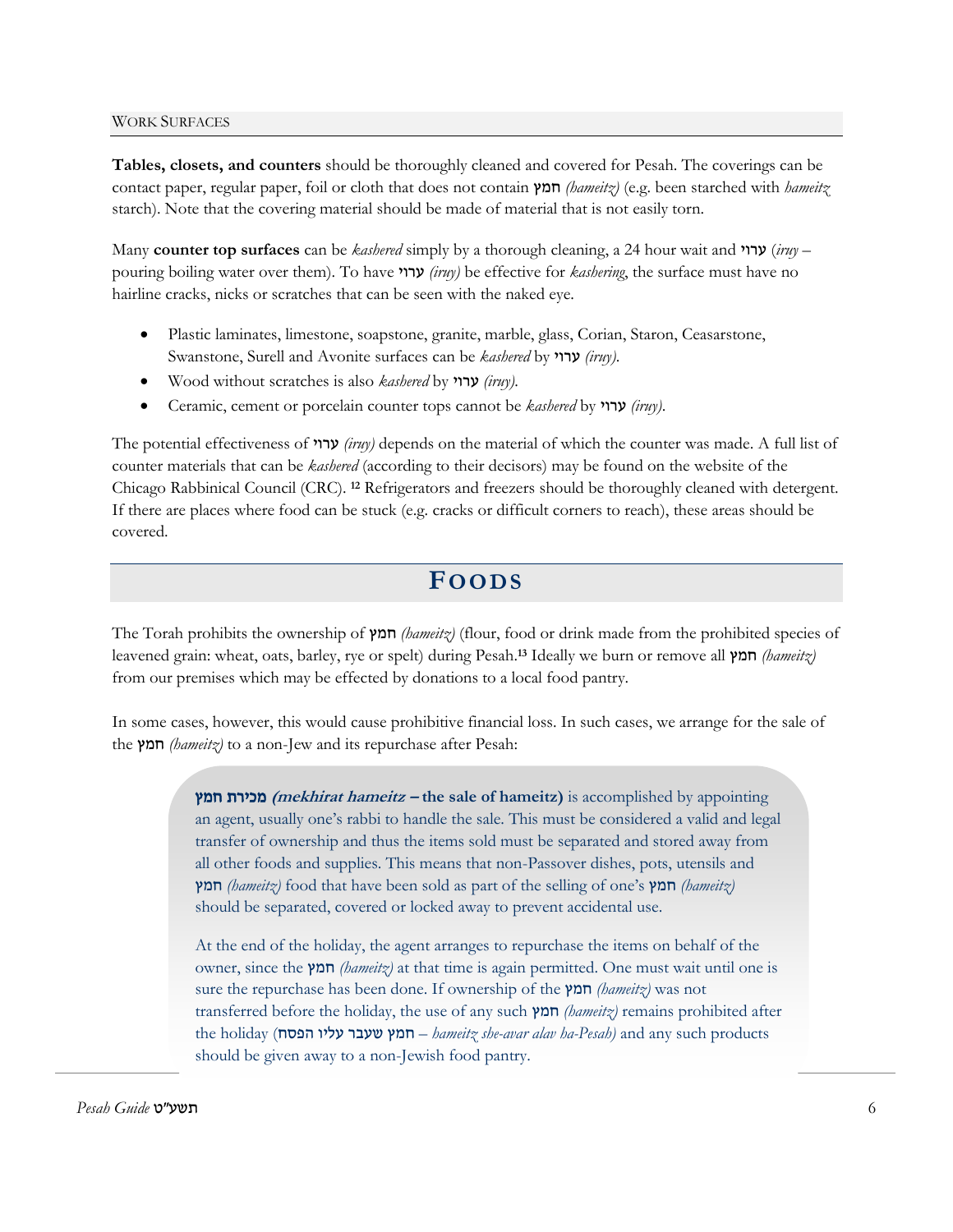### Work Surfaces

**Tables, closets, and counters** should be thoroughly cleaned and covered for Pesah. The coverings can be contact paper, regular paper, foil or cloth that does not contain חמץ *(hameitz)* (e.g. been starched with *hameitz* starch). Note that the covering material should be made of material that is not easily torn.

Many **counter top surfaces** can be *kashered* simply by a thorough cleaning, a 24 hour wait and ערוי (*iruy* – pouring boiling water over them). To have ערוי *(iruy)* be effective for *kashering*, the surface must have no hairline cracks, nicks or scratches that can be seen with the naked eye.

- Plastic laminates, limestone, soapstone, granite, marble, glass, Corian, Staron, Ceasarstone, Swanstone, Surell and Avonite surfaces can be *kashered* by ערוי *(iruy)*.
- Wood without scratches is also *kashered* by ערוי *(iruy)*.
- Ceramic, cement or porcelain counter tops cannot be *kashered* by ערוי *(iruy)*.

The potential effectiveness of ערוי *(iruy)* depends on the material of which the counter was made. A full list of counter materials that can be *kashered* (according to their decisors) may be found on the website of the Chicago Rabbinical Council (CRC). [12] Refrigerators and freezers should be thoroughly cleaned with detergent. If there are places where food can be stuck (e.g. cracks or difficult corners to reach), these areas should be covered.

## Foods

The Torah prohibits the ownership of חמץ *(hameitz)* (flour, food or drink made from the prohibited species of leavened grain: wheat, oats, barley, rye or spelt) during Pesah.[13] Ideally we burn or remove all חמץ *(hameitz)* from our premises which may be effected by donations to a local food pantry.

In some cases, however, this would cause prohibitive financial loss. In such cases, we arrange for the sale of the חמץ *(hameitz)* to a non-Jew and its repurchase after Pesah:

> **מכירת חמץ *(mekhirat hameitz* – the sale of hameitz)** is accomplished by appointing an agent, usually one's rabbi to handle the sale. This must be considered a valid and legal transfer of ownership and thus the items sold must be separated and stored away from all other foods and supplies. This means that non-Passover dishes, pots, utensils and חמץ *(hameitz)* food that have been sold as part of the selling of one's חמץ *(hameitz)* should be separated, covered or locked away to prevent accidental use.
>
> At the end of the holiday, the agent arranges to repurchase the items on behalf of the owner, since the חמץ *(hameitz)* at that time is again permitted. One must wait until one is sure the repurchase has been done. If ownership of the חמץ *(hameitz)* was not transferred before the holiday, the use of any such חמץ *(hameitz)* remains prohibited after the holiday (חמץ שעבר עליו הפסח – *hameitz she-avar alav ha-Pesah)* and any such products should be given away to a non-Jewish food pantry.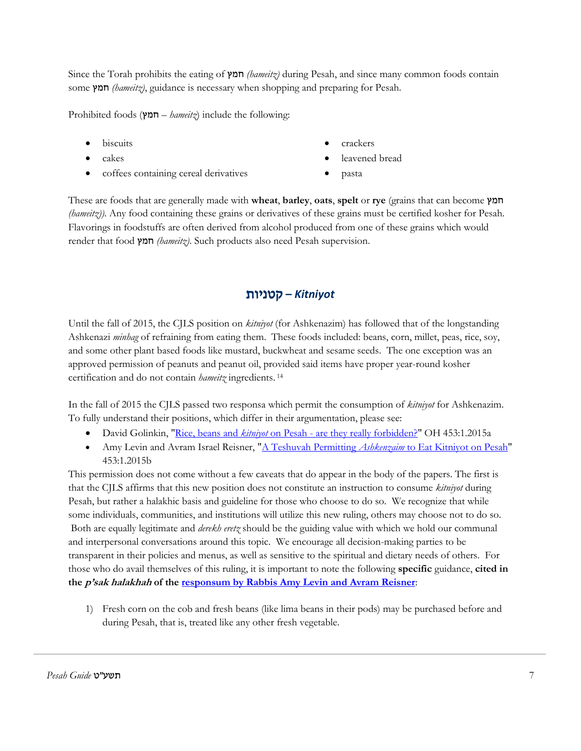Since the Torah prohibits the eating of חמץ *(hameitz)* during Pesah, and since many common foods contain some חמץ *(hameitz)*, guidance is necessary when shopping and preparing for Pesah.

Prohibited foods (חמץ – *hameitz*) include the following:

- biscuits
- cakes
- coffees containing cereal derivatives
- crackers
- leavened bread
- pasta

These are foods that are generally made with **wheat**, **barley**, **oats**, **spelt** or **rye** (grains that can become חמץ *(hameitz)*). Any food containing these grains or derivatives of these grains must be certified kosher for Pesah. Flavorings in foodstuffs are often derived from alcohol produced from one of these grains which would render that food חמץ *(hameitz)*. Such products also need Pesah supervision.

## קטניות – *Kitniyot*

Until the fall of 2015, the CJLS position on *kitniyot* (for Ashkenazim) has followed that of the longstanding Ashkenazi *minhag* of refraining from eating them. These foods included: beans, corn, millet, peas, rice, soy, and some other plant based foods like mustard, buckwheat and sesame seeds. The one exception was an approved permission of peanuts and peanut oil, provided said items have proper year-round kosher certification and do not contain *hameitz* ingredients.[14]

In the fall of 2015 the CJLS passed two responsa which permit the consumption of *kitniyot* for Ashkenazim. To fully understand their positions, which differ in their argumentation, please see:

- David Golinkin, "Rice, beans and *kitniyot* on Pesah - are they really forbidden?" OH 453:1.2015a
- Amy Levin and Avram Israel Reisner, "A Teshuvah Permitting *Ashkenzaim* to Eat Kitniyot on Pesah" 453:1.2015b

This permission does not come without a few caveats that do appear in the body of the papers. The first is that the CJLS affirms that this new position does not constitute an instruction to consume *kitniyot* during Pesah, but rather a halakhic basis and guideline for those who choose to do so. We recognize that while some individuals, communities, and institutions will utilize this new ruling, others may choose not to do so. Both are equally legitimate and *derekh eretz* should be the guiding value with which we hold our communal and interpersonal conversations around this topic. We encourage all decision-making parties to be transparent in their policies and menus, as well as sensitive to the spiritual and dietary needs of others. For those who do avail themselves of this ruling, it is important to note the following **specific** guidance, **cited in the *p'sak halakhah* of the responsum by Rabbis Amy Levin and Avram Reisner**:

1) Fresh corn on the cob and fresh beans (like lima beans in their pods) may be purchased before and during Pesah, that is, treated like any other fresh vegetable.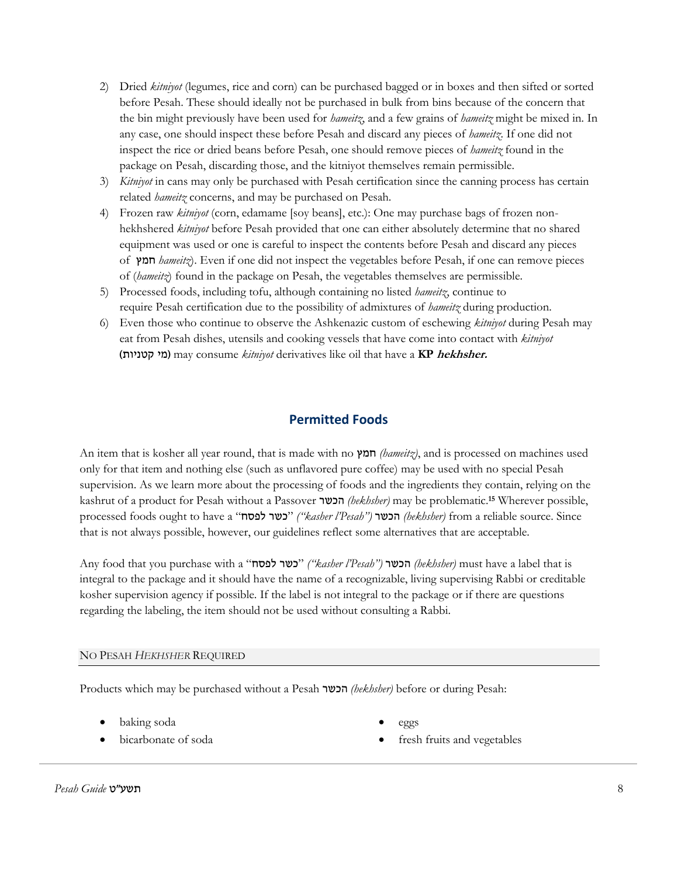2) Dried *kitniyot* (legumes, rice and corn) can be purchased bagged or in boxes and then sifted or sorted before Pesah. These should ideally not be purchased in bulk from bins because of the concern that the bin might previously have been used for *hameitz*, and a few grains of *hameitz* might be mixed in. In any case, one should inspect these before Pesah and discard any pieces of *hameitz*. If one did not inspect the rice or dried beans before Pesah, one should remove pieces of *hameitz* found in the package on Pesah, discarding those, and the kitniyot themselves remain permissible.
3) *Kitniyot* in cans may only be purchased with Pesah certification since the canning process has certain related *hameitz* concerns, and may be purchased on Pesah.
4) Frozen raw *kitniyot* (corn, edamame [soy beans], etc.): One may purchase bags of frozen non-hekhshered *kitniyot* before Pesah provided that one can either absolutely determine that no shared equipment was used or one is careful to inspect the contents before Pesah and discard any pieces of חמץ *hameitz*). Even if one did not inspect the vegetables before Pesah, if one can remove pieces of (*hameitz*) found in the package on Pesah, the vegetables themselves are permissible.
5) Processed foods, including tofu, although containing no listed *hameitz*, continue to require Pesah certification due to the possibility of admixtures of *hameitz* during production.
6) Even those who continue to observe the Ashkenazic custom of eschewing *kitniyot* during Pesah may eat from Pesah dishes, utensils and cooking vessels that have come into contact with *kitniyot* **(מי קטניות)** may consume *kitniyot* derivatives like oil that have a **KP *hekhsher.***

## Permitted Foods

An item that is kosher all year round, that is made with no חמץ *(hameitz)*, and is processed on machines used only for that item and nothing else (such as unflavored pure coffee) may be used with no special Pesah supervision. As we learn more about the processing of foods and the ingredients they contain, relying on the kashrut of a product for Pesah without a Passover הכשר *(hekhsher)* may be problematic.[15] Wherever possible, processed foods ought to have a "כשר לפסח" *("kasher l'Pesah")* הכשר *(hekhsher)* from a reliable source. Since that is not always possible, however, our guidelines reflect some alternatives that are acceptable.

Any food that you purchase with a "כשר לפסח" *("kasher l'Pesah")* הכשר *(hekhsher)* must have a label that is integral to the package and it should have the name of a recognizable, living supervising Rabbi or creditable kosher supervision agency if possible. If the label is not integral to the package or if there are questions regarding the labeling, the item should not be used without consulting a Rabbi.

### NO PESAH *HEKHSHER* REQUIRED

Products which may be purchased without a Pesah הכשר *(hekhsher)* before or during Pesah:

- baking soda
- bicarbonate of soda
- eggs
- fresh fruits and vegetables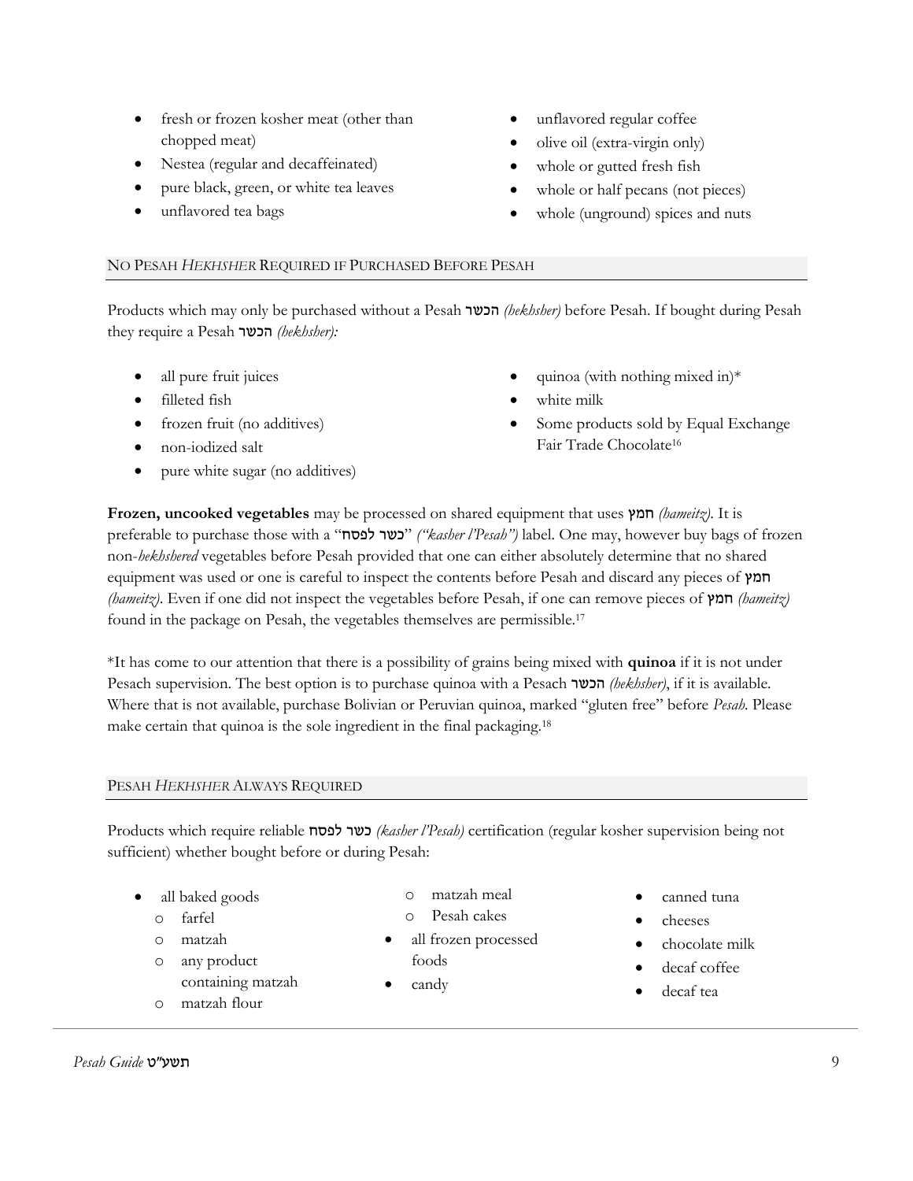- fresh or frozen kosher meat (other than chopped meat)
- Nestea (regular and decaffeinated)
- pure black, green, or white tea leaves
- unflavored tea bags
- unflavored regular coffee
- olive oil (extra-virgin only)
- whole or gutted fresh fish
- whole or half pecans (not pieces)
- whole (unground) spices and nuts

## NO PESAH *HEKHSHER* REQUIRED IF PURCHASED BEFORE PESAH

Products which may only be purchased without a Pesah הכשר *(hekhsher)* before Pesah. If bought during Pesah they require a Pesah הכשר *(hekhsher):*

- all pure fruit juices
- filleted fish
- frozen fruit (no additives)
- non-iodized salt
- pure white sugar (no additives)
- quinoa (with nothing mixed in)*
- white milk
- Some products sold by Equal Exchange Fair Trade Chocolate[16]

**Frozen, uncooked vegetables** may be processed on shared equipment that uses חמץ *(hameitz)*. It is preferable to purchase those with a "כשר לפסח" *("kasher l'Pesah")* label. One may, however buy bags of frozen non-*hekhshered* vegetables before Pesah provided that one can either absolutely determine that no shared equipment was used or one is careful to inspect the contents before Pesah and discard any pieces of חמץ *(hameitz)*. Even if one did not inspect the vegetables before Pesah, if one can remove pieces of חמץ *(hameitz)* found in the package on Pesah, the vegetables themselves are permissible.[17]

*It has come to our attention that there is a possibility of grains being mixed with **quinoa** if it is not under Pesach supervision. The best option is to purchase quinoa with a Pesach הכשר *(hekhsher)*, if it is available. Where that is not available, purchase Bolivian or Peruvian quinoa, marked "gluten free" before *Pesah*. Please make certain that quinoa is the sole ingredient in the final packaging.[18]

## PESAH *HEKHSHER* ALWAYS REQUIRED

Products which require reliable כשר לפסח *(kasher l'Pesah)* certification (regular kosher supervision being not sufficient) whether bought before or during Pesah:

- all baked goods
  - farfel
  - matzah
  - any product containing matzah
  - matzah flour
  - matzah meal
  - Pesah cakes
- all frozen processed foods
- candy
- canned tuna
- cheeses
- chocolate milk
- decaf coffee
- decaf tea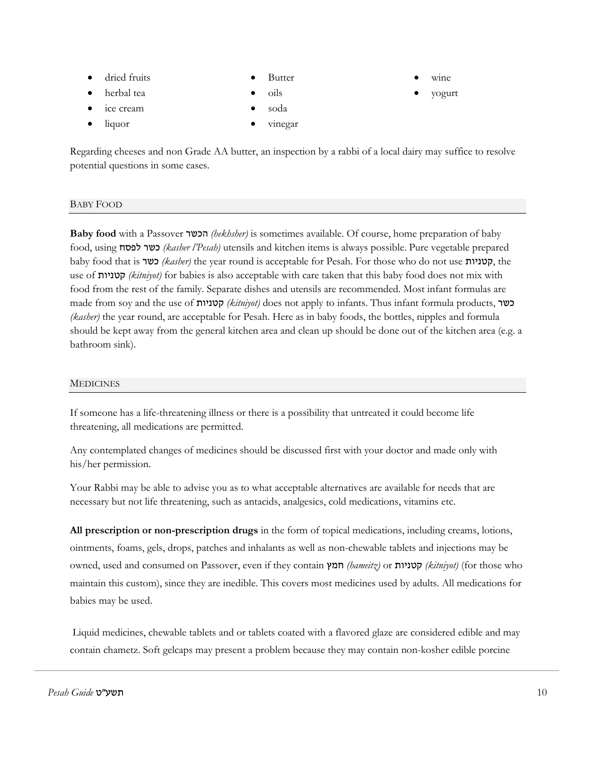- dried fruits
- herbal tea
- ice cream
- liquor
- Butter
- oils
- soda
- vinegar
- wine
- yogurt

Regarding cheeses and non Grade AA butter, an inspection by a rabbi of a local dairy may suffice to resolve potential questions in some cases.

## Baby Food

**Baby food** with a Passover הכשר *(hekhsher)* is sometimes available. Of course, home preparation of baby food, using כשר לפסח *(kasher l'Pesah)* utensils and kitchen items is always possible. Pure vegetable prepared baby food that is כשר *(kasher)* the year round is acceptable for Pesah. For those who do not use קטניות, the use of קטניות *(kitniyot)* for babies is also acceptable with care taken that this baby food does not mix with food from the rest of the family. Separate dishes and utensils are recommended. Most infant formulas are made from soy and the use of קטניות *(kitniyot)* does not apply to infants. Thus infant formula products, כשר *(kasher)* the year round, are acceptable for Pesah. Here as in baby foods, the bottles, nipples and formula should be kept away from the general kitchen area and clean up should be done out of the kitchen area (e.g. a bathroom sink).

## Medicines

If someone has a life-threatening illness or there is a possibility that untreated it could become life threatening, all medications are permitted.

Any contemplated changes of medicines should be discussed first with your doctor and made only with his/her permission.

Your Rabbi may be able to advise you as to what acceptable alternatives are available for needs that are necessary but not life threatening, such as antacids, analgesics, cold medications, vitamins etc.

**All prescription or non-prescription drugs** in the form of topical medications, including creams, lotions, ointments, foams, gels, drops, patches and inhalants as well as non-chewable tablets and injections may be owned, used and consumed on Passover, even if they contain חמץ *(hameitz)* or קטניות *(kitniyot)* (for those who maintain this custom), since they are inedible. This covers most medicines used by adults. All medications for babies may be used.

Liquid medicines, chewable tablets and or tablets coated with a flavored glaze are considered edible and may contain chametz. Soft gelcaps may present a problem because they may contain non-kosher edible porcine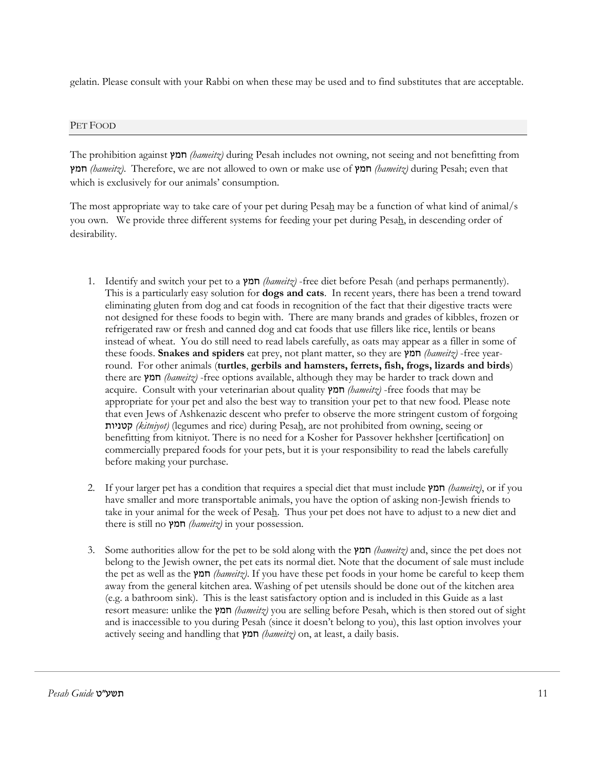gelatin. Please consult with your Rabbi on when these may be used and to find substitutes that are acceptable.

## PET FOOD

The prohibition against חמץ *(hameitz)* during Pesah includes not owning, not seeing and not benefitting from חמץ *(hameitz)*. Therefore, we are not allowed to own or make use of חמץ *(hameitz)* during Pesah; even that which is exclusively for our animals' consumption.

The most appropriate way to take care of your pet during Pesa<u>h</u> may be a function of what kind of animal/s you own. We provide three different systems for feeding your pet during Pesa<u>h</u>, in descending order of desirability.

1. Identify and switch your pet to a חמץ *(hameitz)* -free diet before Pesah (and perhaps permanently). This is a particularly easy solution for **dogs and cats**. In recent years, there has been a trend toward eliminating gluten from dog and cat foods in recognition of the fact that their digestive tracts were not designed for these foods to begin with. There are many brands and grades of kibbles, frozen or refrigerated raw or fresh and canned dog and cat foods that use fillers like rice, lentils or beans instead of wheat. You do still need to read labels carefully, as oats may appear as a filler in some of these foods. **Snakes and spiders** eat prey, not plant matter, so they are חמץ *(hameitz)* -free year-round. For other animals (**turtles**, **gerbils and hamsters, ferrets, fish, frogs, lizards and birds**) there are חמץ *(hameitz)* -free options available, although they may be harder to track down and acquire. Consult with your veterinarian about quality חמץ *(hameitz)* -free foods that may be appropriate for your pet and also the best way to transition your pet to that new food. Please note that even Jews of Ashkenazic descent who prefer to observe the more stringent custom of forgoing קטניות *(kitniyot)* (legumes and rice) during Pesa<u>h</u>, are not prohibited from owning, seeing or benefitting from kitniyot. There is no need for a Kosher for Passover hekhsher [certification] on commercially prepared foods for your pets, but it is your responsibility to read the labels carefully before making your purchase.

2. If your larger pet has a condition that requires a special diet that must include חמץ *(hameitz)*, or if you have smaller and more transportable animals, you have the option of asking non-Jewish friends to take in your animal for the week of Pesa<u>h</u>. Thus your pet does not have to adjust to a new diet and there is still no חמץ *(hameitz)* in your possession.

3. Some authorities allow for the pet to be sold along with the חמץ *(hameitz)* and, since the pet does not belong to the Jewish owner, the pet eats its normal diet. Note that the document of sale must include the pet as well as the חמץ *(hameitz)*. If you have these pet foods in your home be careful to keep them away from the general kitchen area. Washing of pet utensils should be done out of the kitchen area (e.g. a bathroom sink). This is the least satisfactory option and is included in this Guide as a last resort measure: unlike the חמץ *(hameitz)* you are selling before Pesah, which is then stored out of sight and is inaccessible to you during Pesah (since it doesn't belong to you), this last option involves your actively seeing and handling that חמץ *(hameitz)* on, at least, a daily basis.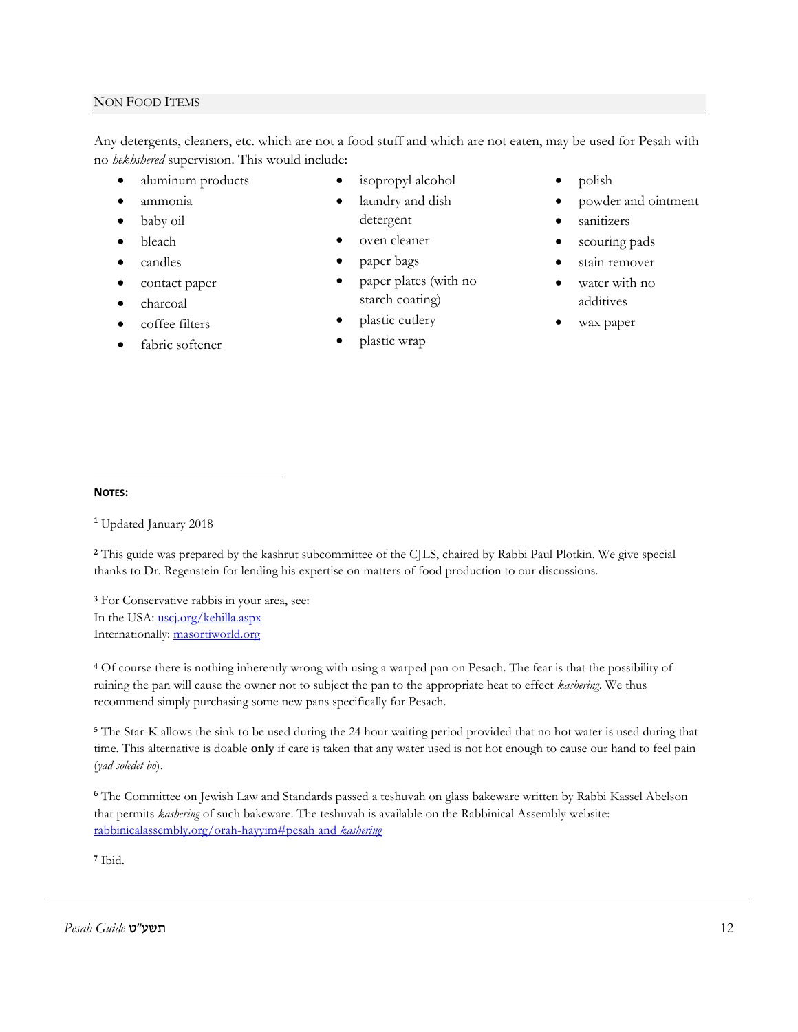## Non Food Items

Any detergents, cleaners, etc. which are not a food stuff and which are not eaten, may be used for Pesah with no *hekhshered* supervision. This would include:

- aluminum products
- ammonia
- baby oil
- bleach
- candles
- contact paper
- charcoal
- coffee filters
- fabric softener
- isopropyl alcohol
- laundry and dish detergent
- oven cleaner
- paper bags
- paper plates (with no starch coating)
- plastic cutlery
- plastic wrap
- polish
- powder and ointment
- sanitizers
- scouring pads
- stain remover
- water with no additives
- wax paper

---

**Notes:**

[1] Updated January 2018

[2] This guide was prepared by the kashrut subcommittee of the CJLS, chaired by Rabbi Paul Plotkin. We give special thanks to Dr. Regenstein for lending his expertise on matters of food production to our discussions.

[3] For Conservative rabbis in your area, see:
In the USA: uscj.org/kehilla.aspx
Internationally: masortiworld.org

[4] Of course there is nothing inherently wrong with using a warped pan on Pesach. The fear is that the possibility of ruining the pan will cause the owner not to subject the pan to the appropriate heat to effect *kashering*. We thus recommend simply purchasing some new pans specifically for Pesach.

[5] The Star-K allows the sink to be used during the 24 hour waiting period provided that no hot water is used during that time. This alternative is doable **only** if care is taken that any water used is not hot enough to cause our hand to feel pain (*yad soledet bo*).

[6] The Committee on Jewish Law and Standards passed a teshuvah on glass bakeware written by Rabbi Kassel Abelson that permits *kashering* of such bakeware. The teshuvah is available on the Rabbinical Assembly website: rabbinicalassembly.org/orah-hayyim#pesah and *kashering*

[7] Ibid.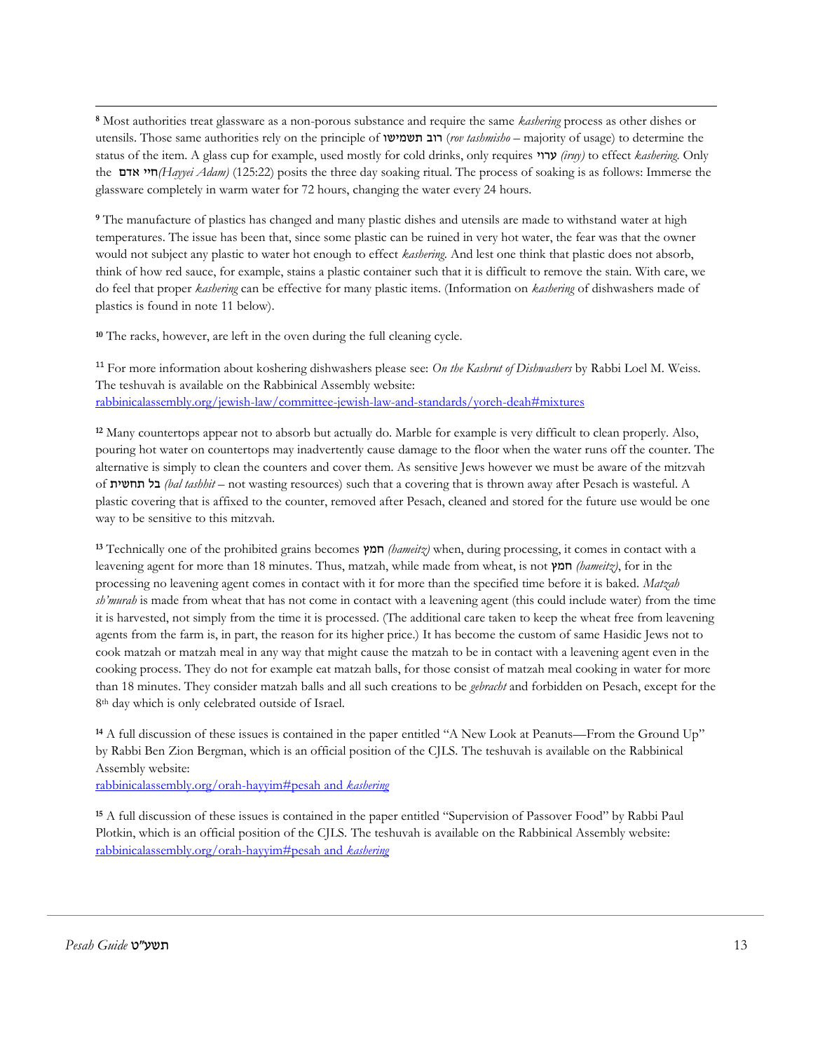[8] Most authorities treat glassware as a non-porous substance and require the same *kashering* process as other dishes or utensils. Those same authorities rely on the principle of רוב תשמישו (*rov tashmisho* – majority of usage) to determine the status of the item. A glass cup for example, used mostly for cold drinks, only requires עירוי *(iruy)* to effect *kashering*. Only the חיי אדם *(Hayyei Adam)* (125:22) posits the three day soaking ritual. The process of soaking is as follows: Immerse the glassware completely in warm water for 72 hours, changing the water every 24 hours.

[9] The manufacture of plastics has changed and many plastic dishes and utensils are made to withstand water at high temperatures. The issue has been that, since some plastic can be ruined in very hot water, the fear was that the owner would not subject any plastic to water hot enough to effect *kashering*. And lest one think that plastic does not absorb, think of how red sauce, for example, stains a plastic container such that it is difficult to remove the stain. With care, we do feel that proper *kashering* can be effective for many plastic items. (Information on *kashering* of dishwashers made of plastics is found in note 11 below).

[10] The racks, however, are left in the oven during the full cleaning cycle.

[11] For more information about koshering dishwashers please see: *On the Kashrut of Dishwashers* by Rabbi Loel M. Weiss. The teshuvah is available on the Rabbinical Assembly website:
rabbinicalassembly.org/jewish-law/committee-jewish-law-and-standards/yoreh-deah#mixtures

[12] Many countertops appear not to absorb but actually do. Marble for example is very difficult to clean properly. Also, pouring hot water on countertops may inadvertently cause damage to the floor when the water runs off the counter. The alternative is simply to clean the counters and cover them. As sensitive Jews however we must be aware of the mitzvah of בל תחשית *(bal tashhit* – not wasting resources) such that a covering that is thrown away after Pesach is wasteful. A plastic covering that is affixed to the counter, removed after Pesach, cleaned and stored for the future use would be one way to be sensitive to this mitzvah.

[13] Technically one of the prohibited grains becomes חמץ *(hameitz)* when, during processing, it comes in contact with a leavening agent for more than 18 minutes. Thus, matzah, while made from wheat, is not חמץ *(hameitz)*, for in the processing no leavening agent comes in contact with it for more than the specified time before it is baked. *Matzah sh'murah* is made from wheat that has not come in contact with a leavening agent (this could include water) from the time it is harvested, not simply from the time it is processed. (The additional care taken to keep the wheat free from leavening agents from the farm is, in part, the reason for its higher price.) It has become the custom of same Hasidic Jews not to cook matzah or matzah meal in any way that might cause the matzah to be in contact with a leavening agent even in the cooking process. They do not for example eat matzah balls, for those consist of matzah meal cooking in water for more than 18 minutes. They consider matzah balls and all such creations to be *gebracht* and forbidden on Pesach, except for the 8th day which is only celebrated outside of Israel.

[14] A full discussion of these issues is contained in the paper entitled "A New Look at Peanuts—From the Ground Up" by Rabbi Ben Zion Bergman, which is an official position of the CJLS. The teshuvah is available on the Rabbinical Assembly website:
rabbinicalassembly.org/orah-hayyim#pesah and *kashering*

[15] A full discussion of these issues is contained in the paper entitled "Supervision of Passover Food" by Rabbi Paul Plotkin, which is an official position of the CJLS. The teshuvah is available on the Rabbinical Assembly website:
rabbinicalassembly.org/orah-hayyim#pesah and *kashering*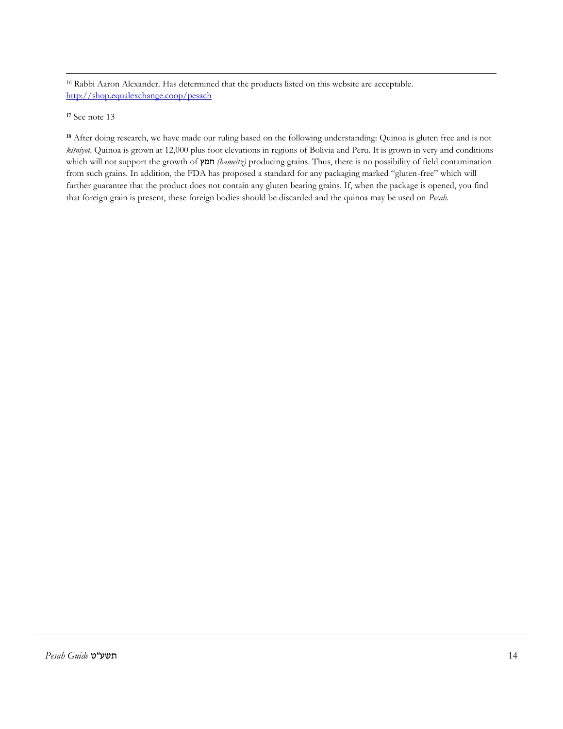[16] Rabbi Aaron Alexander. Has determined that the products listed on this website are acceptable. [http://shop.equalexchange.coop/pesach](http://shop.equalexchange.coop/pesach)

[17] See note 13

[18] After doing research, we have made our ruling based on the following understanding: Quinoa is gluten free and is not *kitniyot*. Quinoa is grown at 12,000 plus foot elevations in regions of Bolivia and Peru. It is grown in very arid conditions which will not support the growth of חמץ *(hameitz)* producing grains. Thus, there is no possibility of field contamination from such grains. In addition, the FDA has proposed a standard for any packaging marked "gluten-free" which will further guarantee that the product does not contain any gluten bearing grains. If, when the package is opened, you find that foreign grain is present, these foreign bodies should be discarded and the quinoa may be used on *Pesah*.